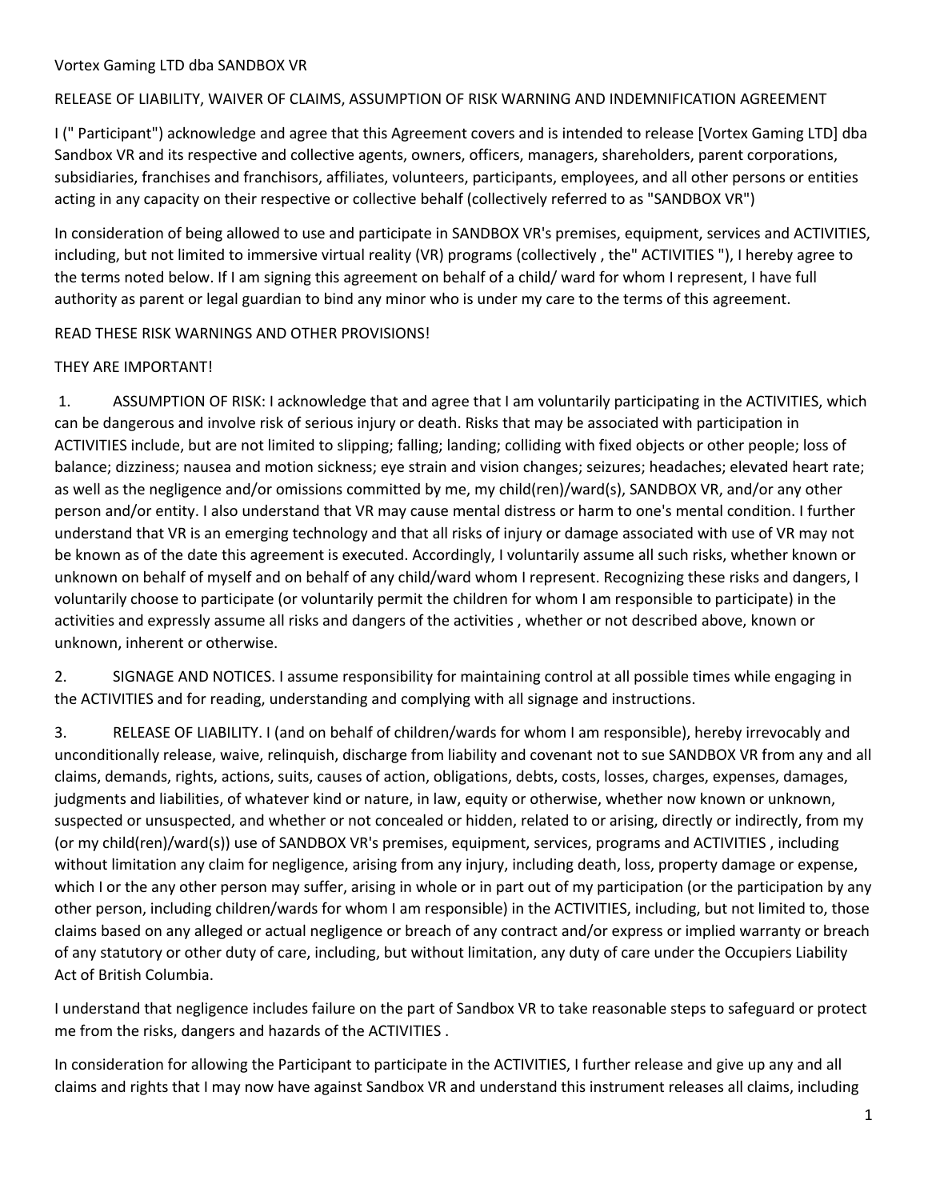Vortex Gaming LTD dba SANDBOX VR

RELEASE OF LIABILITY, WAIVER OF CLAIMS, ASSUMPTION OF RISK WARNING AND INDEMNIFICATION AGREEMENT

I (" Participant") acknowledge and agree that this Agreement covers and is intended to release [Vortex Gaming LTD] dba Sandbox VR and its respective and collective agents, owners, officers, managers, shareholders, parent corporations, subsidiaries, franchises and franchisors, affiliates, volunteers, participants, employees, and all other persons or entities acting in any capacity on their respective or collective behalf (collectively referred to as "SANDBOX VR")

In consideration of being allowed to use and participate in SANDBOX VR's premises, equipment, services and ACTIVITIES, including, but not limited to immersive virtual reality (VR) programs (collectively , the" ACTIVITIES "), I hereby agree to the terms noted below. If I am signing this agreement on behalf of a child/ ward for whom I represent, I have full authority as parent or legal guardian to bind any minor who is under my care to the terms of this agreement.

READ THESE RISK WARNINGS AND OTHER PROVISIONS!

THEY ARE IMPORTANT!

1. ASSUMPTION OF RISK: I acknowledge that and agree that I am voluntarily participating in the ACTIVITIES, which can be dangerous and involve risk of serious injury or death. Risks that may be associated with participation in ACTIVITIES include, but are not limited to slipping; falling; landing; colliding with fixed objects or other people; loss of balance; dizziness; nausea and motion sickness; eye strain and vision changes; seizures; headaches; elevated heart rate; as well as the negligence and/or omissions committed by me, my child(ren)/ward(s), SANDBOX VR, and/or any other person and/or entity. I also understand that VR may cause mental distress or harm to one's mental condition. I further understand that VR is an emerging technology and that all risks of injury or damage associated with use of VR may not be known as of the date this agreement is executed. Accordingly, I voluntarily assume all such risks, whether known or unknown on behalf of myself and on behalf of any child/ward whom I represent. Recognizing these risks and dangers, I voluntarily choose to participate (or voluntarily permit the children for whom I am responsible to participate) in the activities and expressly assume all risks and dangers of the activities , whether or not described above, known or unknown, inherent or otherwise.

2. SIGNAGE AND NOTICES. I assume responsibility for maintaining control at all possible times while engaging in the ACTIVITIES and for reading, understanding and complying with all signage and instructions.

3. RELEASE OF LIABILITY. I (and on behalf of children/wards for whom I am responsible), hereby irrevocably and unconditionally release, waive, relinquish, discharge from liability and covenant not to sue SANDBOX VR from any and all claims, demands, rights, actions, suits, causes of action, obligations, debts, costs, losses, charges, expenses, damages, judgments and liabilities, of whatever kind or nature, in law, equity or otherwise, whether now known or unknown, suspected or unsuspected, and whether or not concealed or hidden, related to or arising, directly or indirectly, from my (or my child(ren)/ward(s)) use of SANDBOX VR's premises, equipment, services, programs and ACTIVITIES , including without limitation any claim for negligence, arising from any injury, including death, loss, property damage or expense, which I or the any other person may suffer, arising in whole or in part out of my participation (or the participation by any other person, including children/wards for whom I am responsible) in the ACTIVITIES, including, but not limited to, those claims based on any alleged or actual negligence or breach of any contract and/or express or implied warranty or breach of any statutory or other duty of care, including, but without limitation, any duty of care under the Occupiers Liability Act of British Columbia.

I understand that negligence includes failure on the part of Sandbox VR to take reasonable steps to safeguard or protect me from the risks, dangers and hazards of the ACTIVITIES .

In consideration for allowing the Participant to participate in the ACTIVITIES, I further release and give up any and all claims and rights that I may now have against Sandbox VR and understand this instrument releases all claims, including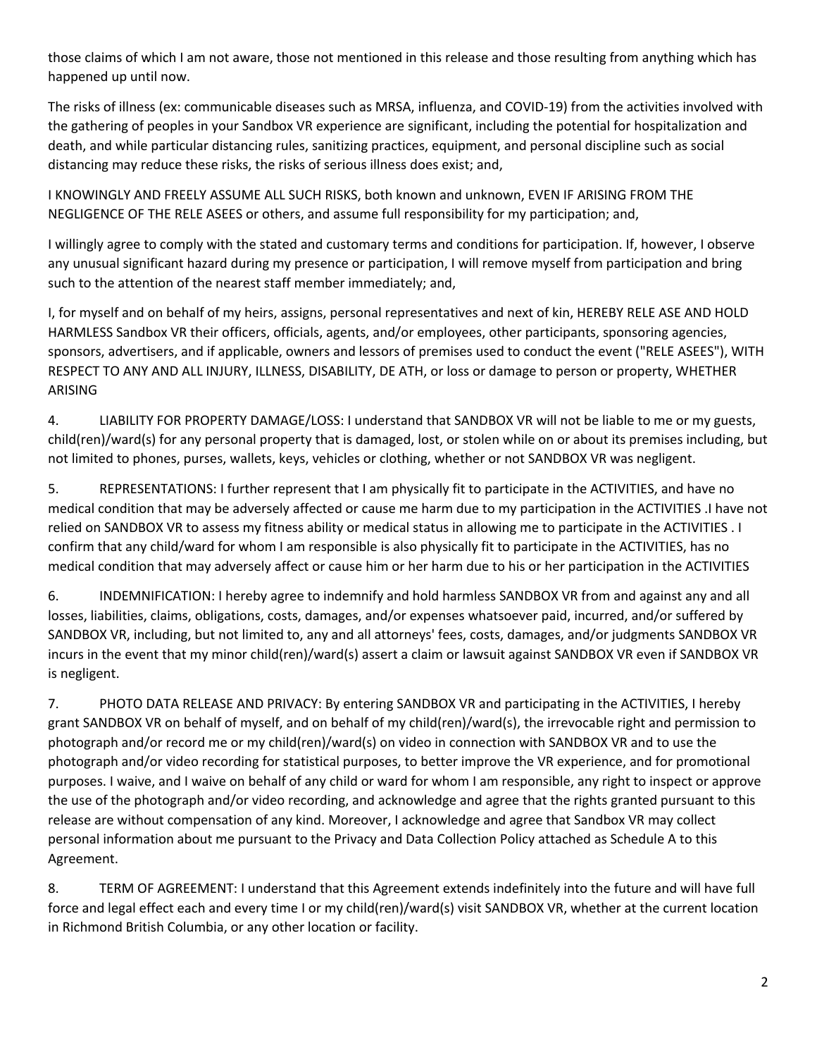those claims of which I am not aware, those not mentioned in this release and those resulting from anything which has happened up until now.

The risks of illness (ex: communicable diseases such as MRSA, influenza, and COVID-19) from the activities involved with the gathering of peoples in your Sandbox VR experience are significant, including the potential for hospitalization and death, and while particular distancing rules, sanitizing practices, equipment, and personal discipline such as social distancing may reduce these risks, the risks of serious illness does exist; and,

I KNOWINGLY AND FREELY ASSUME ALL SUCH RISKS, both known and unknown, EVEN IF ARISING FROM THE NEGLIGENCE OF THE RELE ASEES or others, and assume full responsibility for my participation; and,

I willingly agree to comply with the stated and customary terms and conditions for participation. If, however, I observe any unusual significant hazard during my presence or participation, I will remove myself from participation and bring such to the attention of the nearest staff member immediately; and,

I, for myself and on behalf of my heirs, assigns, personal representatives and next of kin, HEREBY RELE ASE AND HOLD HARMLESS Sandbox VR their officers, officials, agents, and/or employees, other participants, sponsoring agencies, sponsors, advertisers, and if applicable, owners and lessors of premises used to conduct the event ("RELE ASEES"), WITH RESPECT TO ANY AND ALL INJURY, ILLNESS, DISABILITY, DE ATH, or loss or damage to person or property, WHETHER ARISING

4. LIABILITY FOR PROPERTY DAMAGE/LOSS: I understand that SANDBOX VR will not be liable to me or my guests, child(ren)/ward(s) for any personal property that is damaged, lost, or stolen while on or about its premises including, but not limited to phones, purses, wallets, keys, vehicles or clothing, whether or not SANDBOX VR was negligent.

5. REPRESENTATIONS: I further represent that I am physically fit to participate in the ACTIVITIES, and have no medical condition that may be adversely affected or cause me harm due to my participation in the ACTIVITIES .I have not relied on SANDBOX VR to assess my fitness ability or medical status in allowing me to participate in the ACTIVITIES . I confirm that any child/ward for whom I am responsible is also physically fit to participate in the ACTIVITIES, has no medical condition that may adversely affect or cause him or her harm due to his or her participation in the ACTIVITIES

6. INDEMNIFICATION: I hereby agree to indemnify and hold harmless SANDBOX VR from and against any and all losses, liabilities, claims, obligations, costs, damages, and/or expenses whatsoever paid, incurred, and/or suffered by SANDBOX VR, including, but not limited to, any and all attorneys' fees, costs, damages, and/or judgments SANDBOX VR incurs in the event that my minor child(ren)/ward(s) assert a claim or lawsuit against SANDBOX VR even if SANDBOX VR is negligent.

7. PHOTO DATA RELEASE AND PRIVACY: By entering SANDBOX VR and participating in the ACTIVITIES, I hereby grant SANDBOX VR on behalf of myself, and on behalf of my child(ren)/ward(s), the irrevocable right and permission to photograph and/or record me or my child(ren)/ward(s) on video in connection with SANDBOX VR and to use the photograph and/or video recording for statistical purposes, to better improve the VR experience, and for promotional purposes. I waive, and I waive on behalf of any child or ward for whom I am responsible, any right to inspect or approve the use of the photograph and/or video recording, and acknowledge and agree that the rights granted pursuant to this release are without compensation of any kind. Moreover, I acknowledge and agree that Sandbox VR may collect personal information about me pursuant to the Privacy and Data Collection Policy attached as Schedule A to this Agreement.

8. TERM OF AGREEMENT: I understand that this Agreement extends indefinitely into the future and will have full force and legal effect each and every time I or my child(ren)/ward(s) visit SANDBOX VR, whether at the current location in Richmond British Columbia, or any other location or facility.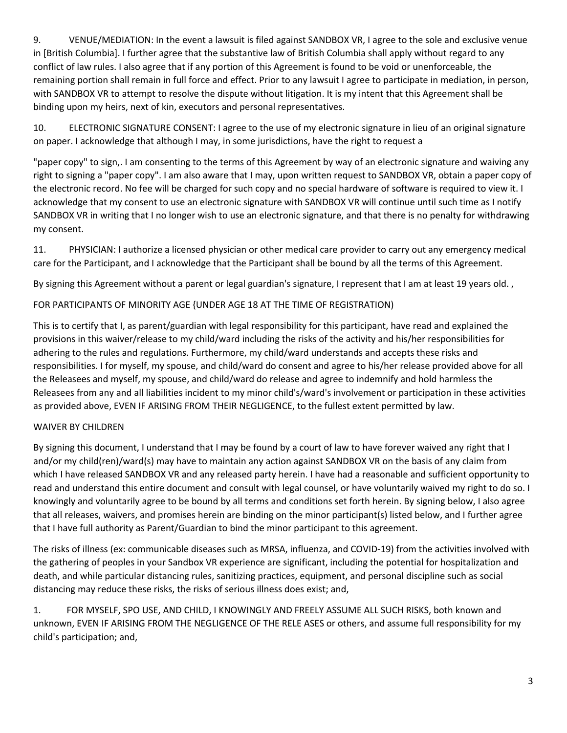9. VENUE/MEDIATION: In the event a lawsuit is filed against SANDBOX VR, I agree to the sole and exclusive venue in [British Columbia]. I further agree that the substantive law of British Columbia shall apply without regard to any conflict of law rules. I also agree that if any portion of this Agreement is found to be void or unenforceable, the remaining portion shall remain in full force and effect. Prior to any lawsuit I agree to participate in mediation, in person, with SANDBOX VR to attempt to resolve the dispute without litigation. It is my intent that this Agreement shall be binding upon my heirs, next of kin, executors and personal representatives.

10. ELECTRONIC SIGNATURE CONSENT: I agree to the use of my electronic signature in lieu of an original signature on paper. I acknowledge that although I may, in some jurisdictions, have the right to request a

"paper copy" to sign,. I am consenting to the terms of this Agreement by way of an electronic signature and waiving any right to signing a "paper copy". I am also aware that I may, upon written request to SANDBOX VR, obtain a paper copy of the electronic record. No fee will be charged for such copy and no special hardware of software is required to view it. I acknowledge that my consent to use an electronic signature with SANDBOX VR will continue until such time as I notify SANDBOX VR in writing that I no longer wish to use an electronic signature, and that there is no penalty for withdrawing my consent.

11. PHYSICIAN: I authorize a licensed physician or other medical care provider to carry out any emergency medical care for the Participant, and I acknowledge that the Participant shall be bound by all the terms of this Agreement.

By signing this Agreement without a parent or legal guardian's signature, I represent that I am at least 19 years old. ,

FOR PARTICIPANTS OF MINORITY AGE {UNDER AGE 18 AT THE TIME OF REGISTRATION)

This is to certify that I, as parent/guardian with legal responsibility for this participant, have read and explained the provisions in this waiver/release to my child/ward including the risks of the activity and his/her responsibilities for adhering to the rules and regulations. Furthermore, my child/ward understands and accepts these risks and responsibilities. I for myself, my spouse, and child/ward do consent and agree to his/her release provided above for all the Releasees and myself, my spouse, and child/ward do release and agree to indemnify and hold harmless the Releasees from any and all liabilities incident to my minor child's/ward's involvement or participation in these activities as provided above, EVEN IF ARISING FROM THEIR NEGLIGENCE, to the fullest extent permitted by law.

WAIVER BY CHILDREN

By signing this document, I understand that I may be found by a court of law to have forever waived any right that I and/or my child(ren)/ward(s) may have to maintain any action against SANDBOX VR on the basis of any claim from which I have released SANDBOX VR and any released party herein. I have had a reasonable and sufficient opportunity to read and understand this entire document and consult with legal counsel, or have voluntarily waived my right to do so. I knowingly and voluntarily agree to be bound by all terms and conditions set forth herein. By signing below, I also agree that all releases, waivers, and promises herein are binding on the minor participant(s) listed below, and I further agree that I have full authority as Parent/Guardian to bind the minor participant to this agreement.

The risks of illness (ex: communicable diseases such as MRSA, influenza, and COVID-19) from the activities involved with the gathering of peoples in your Sandbox VR experience are significant, including the potential for hospitalization and death, and while particular distancing rules, sanitizing practices, equipment, and personal discipline such as social distancing may reduce these risks, the risks of serious illness does exist; and,

1. FOR MYSELF, SPO USE, AND CHILD, I KNOWINGLY AND FREELY ASSUME ALL SUCH RISKS, both known and unknown, EVEN IF ARISING FROM THE NEGLIGENCE OF THE RELE ASES or others, and assume full responsibility for my child's participation; and,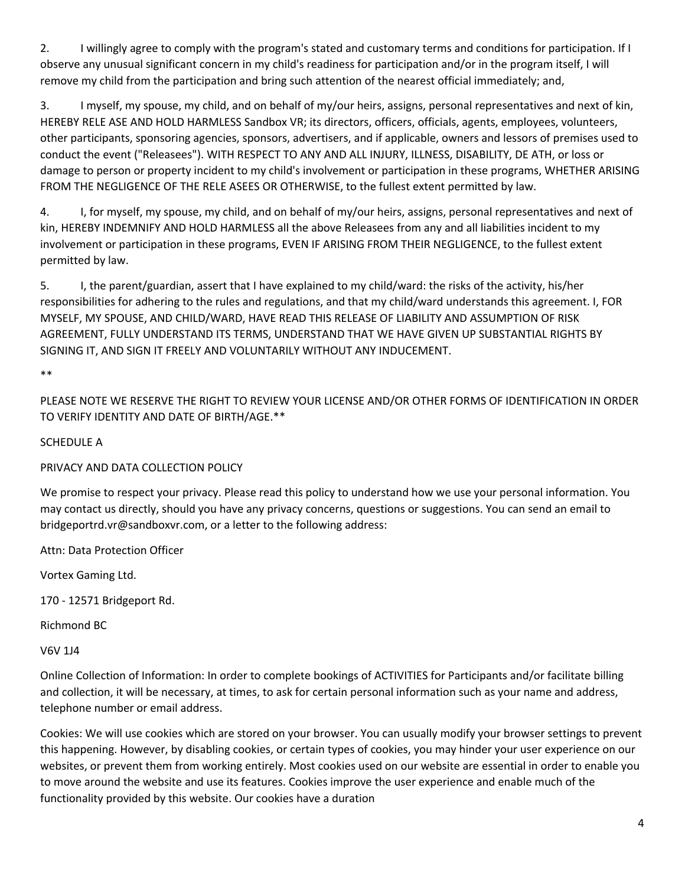2. I willingly agree to comply with the program's stated and customary terms and conditions for participation. If I observe any unusual significant concern in my child's readiness for participation and/or in the program itself, I will remove my child from the participation and bring such attention of the nearest official immediately; and,

3. I myself, my spouse, my child, and on behalf of my/our heirs, assigns, personal representatives and next of kin, HEREBY RELE ASE AND HOLD HARMLESS Sandbox VR; its directors, officers, officials, agents, employees, volunteers, other participants, sponsoring agencies, sponsors, advertisers, and if applicable, owners and lessors of premises used to conduct the event ("Releasees"). WITH RESPECT TO ANY AND ALL INJURY, ILLNESS, DISABILITY, DE ATH, or loss or damage to person or property incident to my child's involvement or participation in these programs, WHETHER ARISING FROM THE NEGLIGENCE OF THE RELE ASEES OR OTHERWISE, to the fullest extent permitted by law.

4. I, for myself, my spouse, my child, and on behalf of my/our heirs, assigns, personal representatives and next of kin, HEREBY INDEMNIFY AND HOLD HARMLESS all the above Releasees from any and all liabilities incident to my involvement or participation in these programs, EVEN IF ARISING FROM THEIR NEGLIGENCE, to the fullest extent permitted by law.

5. I, the parent/guardian, assert that I have explained to my child/ward: the risks of the activity, his/her responsibilities for adhering to the rules and regulations, and that my child/ward understands this agreement. I, FOR MYSELF, MY SPOUSE, AND CHILD/WARD, HAVE READ THIS RELEASE OF LIABILITY AND ASSUMPTION OF RISK AGREEMENT, FULLY UNDERSTAND ITS TERMS, UNDERSTAND THAT WE HAVE GIVEN UP SUBSTANTIAL RIGHTS BY SIGNING IT, AND SIGN IT FREELY AND VOLUNTARILY WITHOUT ANY INDUCEMENT.

**

PLEASE NOTE WE RESERVE THE RIGHT TO REVIEW YOUR LICENSE AND/OR OTHER FORMS OF IDENTIFICATION IN ORDER TO VERIFY IDENTITY AND DATE OF BIRTH/AGE.**

SCHEDULE A

PRIVACY AND DATA COLLECTION POLICY

We promise to respect your privacy. Please read this policy to understand how we use your personal information. You may contact us directly, should you have any privacy concerns, questions or suggestions. You can send an email to bridgeportrd.vr@sandboxvr.com, or a letter to the following address:

Attn: Data Protection Officer

Vortex Gaming Ltd.

170 - 12571 Bridgeport Rd.

Richmond BC

V6V 1J4

Online Collection of Information: In order to complete bookings of ACTIVITIES for Participants and/or facilitate billing and collection, it will be necessary, at times, to ask for certain personal information such as your name and address, telephone number or email address.

Cookies: We will use cookies which are stored on your browser. You can usually modify your browser settings to prevent this happening. However, by disabling cookies, or certain types of cookies, you may hinder your user experience on our websites, or prevent them from working entirely. Most cookies used on our website are essential in order to enable you to move around the website and use its features. Cookies improve the user experience and enable much of the functionality provided by this website. Our cookies have a duration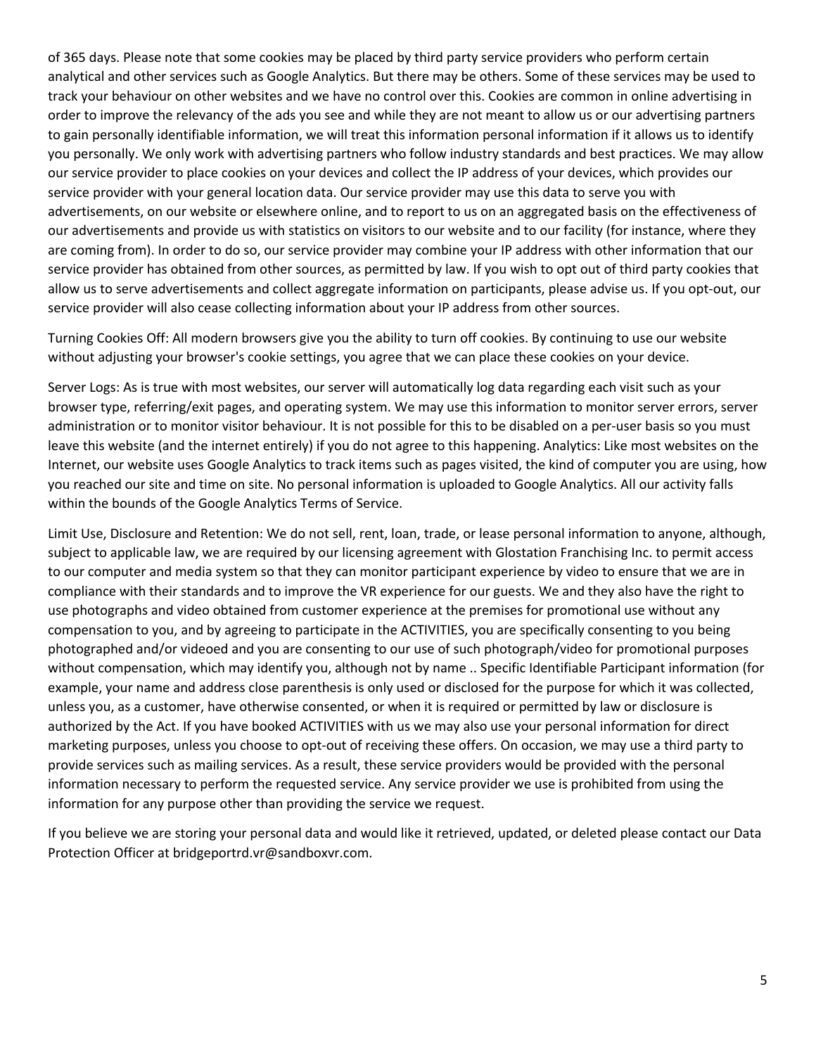of 365 days. Please note that some cookies may be placed by third party service providers who perform certain analytical and other services such as Google Analytics. But there may be others. Some of these services may be used to track your behaviour on other websites and we have no control over this. Cookies are common in online advertising in order to improve the relevancy of the ads you see and while they are not meant to allow us or our advertising partners to gain personally identifiable information, we will treat this information personal information if it allows us to identify you personally. We only work with advertising partners who follow industry standards and best practices. We may allow our service provider to place cookies on your devices and collect the IP address of your devices, which provides our service provider with your general location data. Our service provider may use this data to serve you with advertisements, on our website or elsewhere online, and to report to us on an aggregated basis on the effectiveness of our advertisements and provide us with statistics on visitors to our website and to our facility (for instance, where they are coming from). In order to do so, our service provider may combine your IP address with other information that our service provider has obtained from other sources, as permitted by law. If you wish to opt out of third party cookies that allow us to serve advertisements and collect aggregate information on participants, please advise us. If you opt-out, our service provider will also cease collecting information about your IP address from other sources.

Turning Cookies Off: All modern browsers give you the ability to turn off cookies. By continuing to use our website without adjusting your browser's cookie settings, you agree that we can place these cookies on your device.

Server Logs: As is true with most websites, our server will automatically log data regarding each visit such as your browser type, referring/exit pages, and operating system. We may use this information to monitor server errors, server administration or to monitor visitor behaviour. It is not possible for this to be disabled on a per-user basis so you must leave this website (and the internet entirely) if you do not agree to this happening. Analytics: Like most websites on the Internet, our website uses Google Analytics to track items such as pages visited, the kind of computer you are using, how you reached our site and time on site. No personal information is uploaded to Google Analytics. All our activity falls within the bounds of the Google Analytics Terms of Service.

Limit Use, Disclosure and Retention: We do not sell, rent, loan, trade, or lease personal information to anyone, although, subject to applicable law, we are required by our licensing agreement with Glostation Franchising Inc. to permit access to our computer and media system so that they can monitor participant experience by video to ensure that we are in compliance with their standards and to improve the VR experience for our guests. We and they also have the right to use photographs and video obtained from customer experience at the premises for promotional use without any compensation to you, and by agreeing to participate in the ACTIVITIES, you are specifically consenting to you being photographed and/or videoed and you are consenting to our use of such photograph/video for promotional purposes without compensation, which may identify you, although not by name .. Specific Identifiable Participant information (for example, your name and address close parenthesis is only used or disclosed for the purpose for which it was collected, unless you, as a customer, have otherwise consented, or when it is required or permitted by law or disclosure is authorized by the Act. If you have booked ACTIVITIES with us we may also use your personal information for direct marketing purposes, unless you choose to opt-out of receiving these offers. On occasion, we may use a third party to provide services such as mailing services. As a result, these service providers would be provided with the personal information necessary to perform the requested service. Any service provider we use is prohibited from using the information for any purpose other than providing the service we request.

If you believe we are storing your personal data and would like it retrieved, updated, or deleted please contact our Data Protection Officer at bridgeportrd.vr@sandboxvr.com.